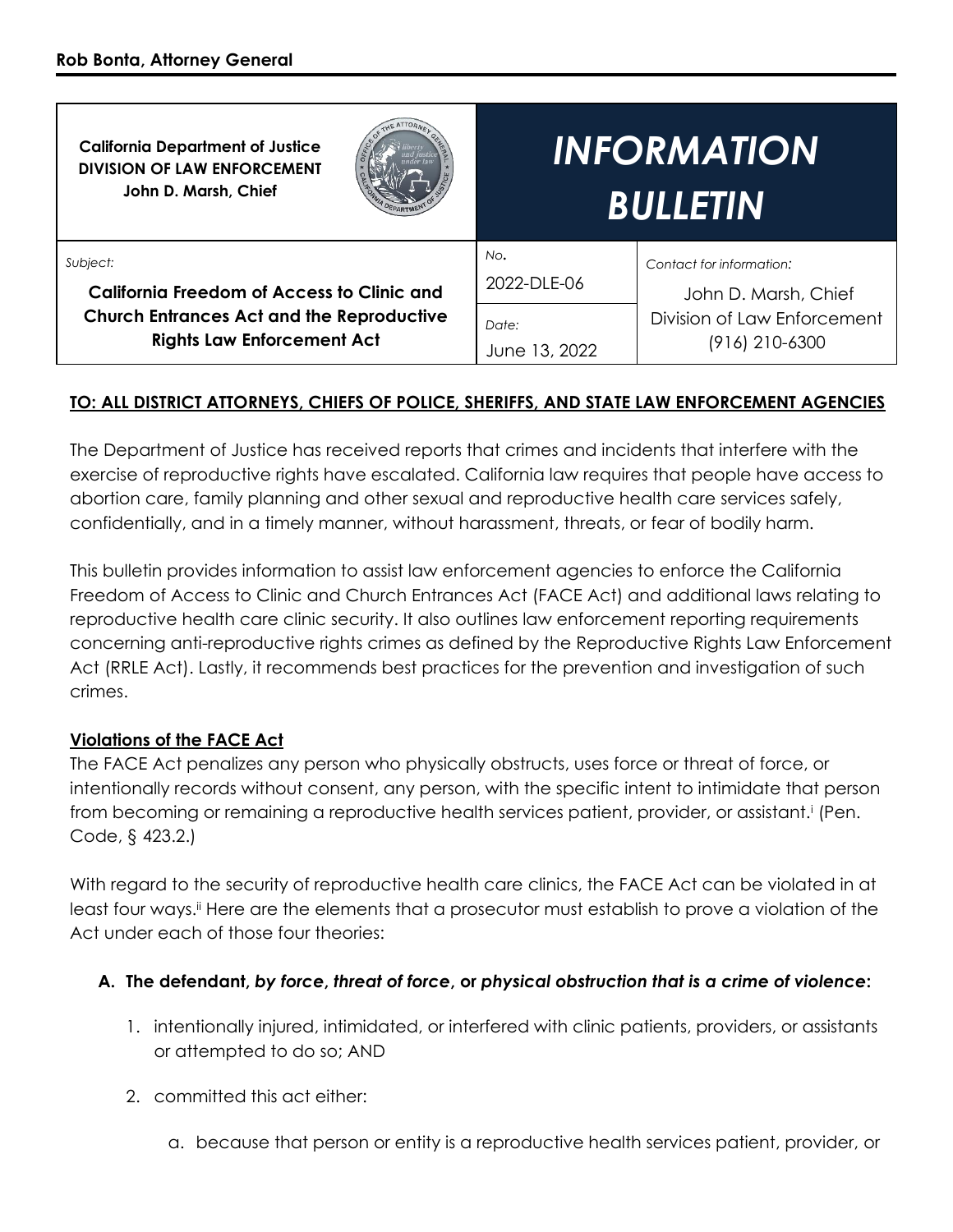**Rob Bonta, Attorney General**

| **California Department of Justice**<br>**DIVISION OF LAW ENFORCEMENT**<br>**John D. Marsh, Chief** | ***INFORMATION BULLETIN*** | |
|---|---|---|
| *Subject:*<br>**California Freedom of Access to Clinic and Church Entrances Act and the Reproductive Rights Law Enforcement Act** | *No.*<br>2022-DLE-06<br><br>*Date:*<br>June 13, 2022 | *Contact for information:*<br>John D. Marsh, Chief<br>Division of Law Enforcement<br>(916) 210-6300 |

**TO: ALL DISTRICT ATTORNEYS, CHIEFS OF POLICE, SHERIFFS, AND STATE LAW ENFORCEMENT AGENCIES**

The Department of Justice has received reports that crimes and incidents that interfere with the exercise of reproductive rights have escalated. California law requires that people have access to abortion care, family planning and other sexual and reproductive health care services safely, confidentially, and in a timely manner, without harassment, threats, or fear of bodily harm.

This bulletin provides information to assist law enforcement agencies to enforce the California Freedom of Access to Clinic and Church Entrances Act (FACE Act) and additional laws relating to reproductive health care clinic security. It also outlines law enforcement reporting requirements concerning anti-reproductive rights crimes as defined by the Reproductive Rights Law Enforcement Act (RRLE Act). Lastly, it recommends best practices for the prevention and investigation of such crimes.

**Violations of the FACE Act**

The FACE Act penalizes any person who physically obstructs, uses force or threat of force, or intentionally records without consent, any person, with the specific intent to intimidate that person from becoming or remaining a reproductive health services patient, provider, or assistant.[i] (Pen. Code, § 423.2.)

With regard to the security of reproductive health care clinics, the FACE Act can be violated in at least four ways.[ii] Here are the elements that a prosecutor must establish to prove a violation of the Act under each of those four theories:

**A. The defendant, *by force, threat of force,* or *physical obstruction that is a crime of violence*:**

1. intentionally injured, intimidated, or interfered with clinic patients, providers, or assistants or attempted to do so; AND
2. committed this act either:
   a. because that person or entity is a reproductive health services patient, provider, or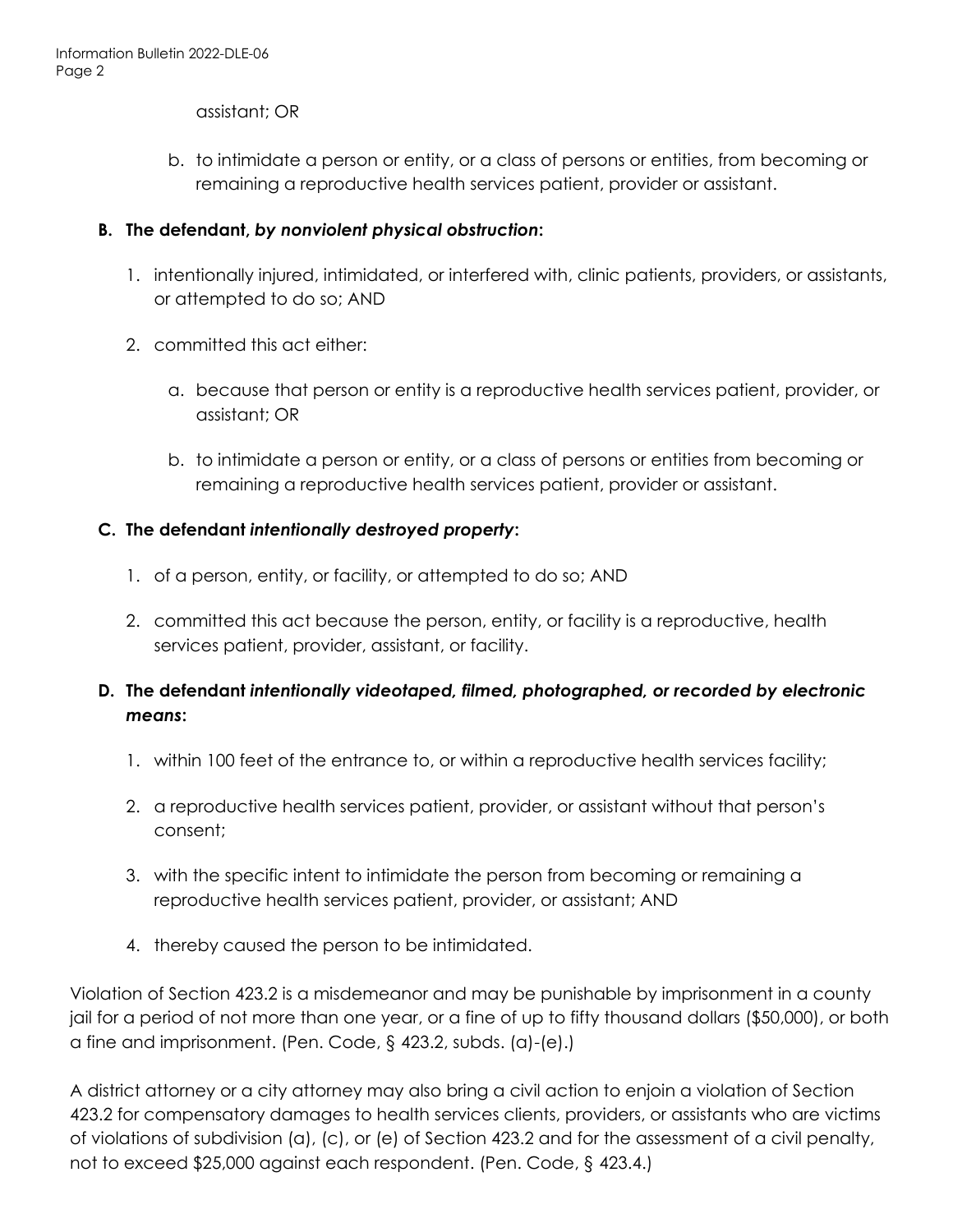assistant; OR

   b. to intimidate a person or entity, or a class of persons or entities, from becoming or remaining a reproductive health services patient, provider or assistant.

**B. The defendant, *by nonviolent physical obstruction*:**

1. intentionally injured, intimidated, or interfered with, clinic patients, providers, or assistants, or attempted to do so; AND

2. committed this act either:

   a. because that person or entity is a reproductive health services patient, provider, or assistant; OR

   b. to intimidate a person or entity, or a class of persons or entities from becoming or remaining a reproductive health services patient, provider or assistant.

**C. The defendant *intentionally destroyed property*:**

1. of a person, entity, or facility, or attempted to do so; AND

2. committed this act because the person, entity, or facility is a reproductive, health services patient, provider, assistant, or facility.

**D. The defendant *intentionally videotaped, filmed, photographed, or recorded by electronic means*:**

1. within 100 feet of the entrance to, or within a reproductive health services facility;

2. a reproductive health services patient, provider, or assistant without that person's consent;

3. with the specific intent to intimidate the person from becoming or remaining a reproductive health services patient, provider, or assistant; AND

4. thereby caused the person to be intimidated.

Violation of Section 423.2 is a misdemeanor and may be punishable by imprisonment in a county jail for a period of not more than one year, or a fine of up to fifty thousand dollars ($50,000), or both a fine and imprisonment. (Pen. Code, § 423.2, subds. (a)-(e).)

A district attorney or a city attorney may also bring a civil action to enjoin a violation of Section 423.2 for compensatory damages to health services clients, providers, or assistants who are victims of violations of subdivision (a), (c), or (e) of Section 423.2 and for the assessment of a civil penalty, not to exceed $25,000 against each respondent. (Pen. Code, § 423.4.)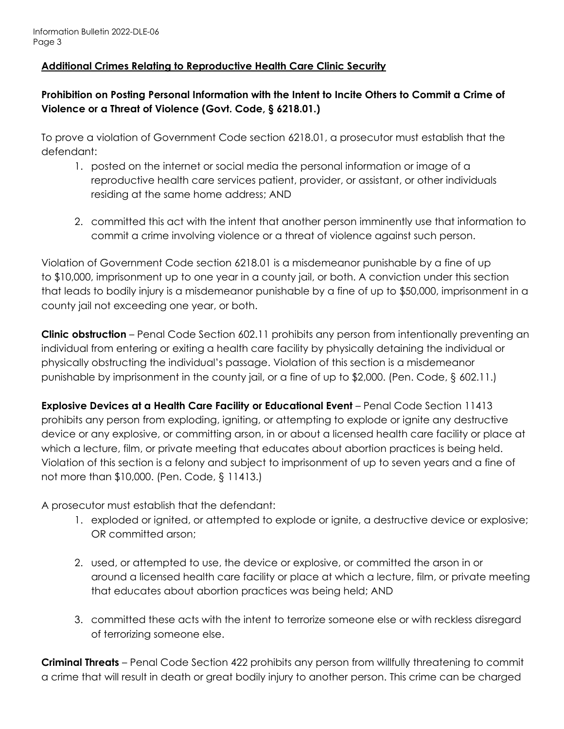## Additional Crimes Relating to Reproductive Health Care Clinic Security

### Prohibition on Posting Personal Information with the Intent to Incite Others to Commit a Crime of Violence or a Threat of Violence (Govt. Code, § 6218.01.)

To prove a violation of Government Code section 6218.01, a prosecutor must establish that the defendant:

1. posted on the internet or social media the personal information or image of a reproductive health care services patient, provider, or assistant, or other individuals residing at the same home address; AND

2. committed this act with the intent that another person imminently use that information to commit a crime involving violence or a threat of violence against such person.

Violation of Government Code section 6218.01 is a misdemeanor punishable by a fine of up to $10,000, imprisonment up to one year in a county jail, or both. A conviction under this section that leads to bodily injury is a misdemeanor punishable by a fine of up to $50,000, imprisonment in a county jail not exceeding one year, or both.

**Clinic obstruction** – Penal Code Section 602.11 prohibits any person from intentionally preventing an individual from entering or exiting a health care facility by physically detaining the individual or physically obstructing the individual's passage. Violation of this section is a misdemeanor punishable by imprisonment in the county jail, or a fine of up to $2,000. (Pen. Code, § 602.11.)

**Explosive Devices at a Health Care Facility or Educational Event** – Penal Code Section 11413 prohibits any person from exploding, igniting, or attempting to explode or ignite any destructive device or any explosive, or committing arson, in or about a licensed health care facility or place at which a lecture, film, or private meeting that educates about abortion practices is being held. Violation of this section is a felony and subject to imprisonment of up to seven years and a fine of not more than $10,000. (Pen. Code, § 11413.)

A prosecutor must establish that the defendant:

1. exploded or ignited, or attempted to explode or ignite, a destructive device or explosive; OR committed arson;

2. used, or attempted to use, the device or explosive, or committed the arson in or around a licensed health care facility or place at which a lecture, film, or private meeting that educates about abortion practices was being held; AND

3. committed these acts with the intent to terrorize someone else or with reckless disregard of terrorizing someone else.

**Criminal Threats** – Penal Code Section 422 prohibits any person from willfully threatening to commit a crime that will result in death or great bodily injury to another person. This crime can be charged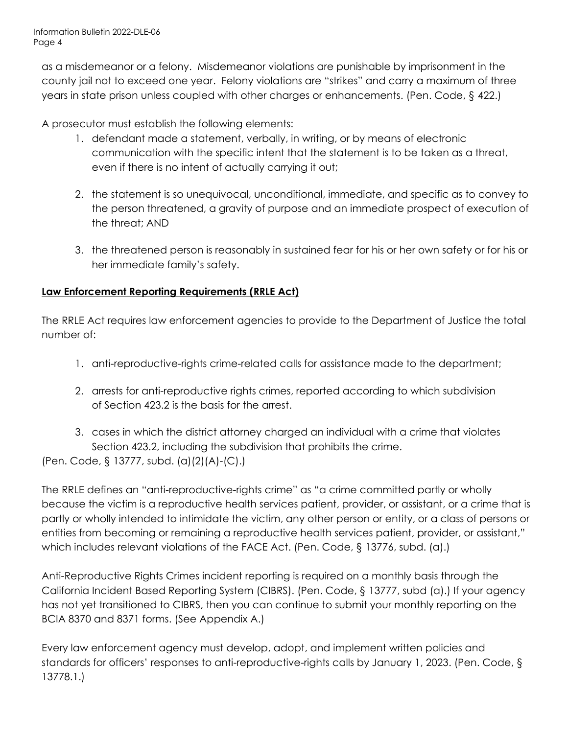as a misdemeanor or a felony. Misdemeanor violations are punishable by imprisonment in the county jail not to exceed one year. Felony violations are "strikes" and carry a maximum of three years in state prison unless coupled with other charges or enhancements. (Pen. Code, § 422.)

A prosecutor must establish the following elements:

1. defendant made a statement, verbally, in writing, or by means of electronic communication with the specific intent that the statement is to be taken as a threat, even if there is no intent of actually carrying it out;

2. the statement is so unequivocal, unconditional, immediate, and specific as to convey to the person threatened, a gravity of purpose and an immediate prospect of execution of the threat; AND

3. the threatened person is reasonably in sustained fear for his or her own safety or for his or her immediate family's safety.

**Law Enforcement Reporting Requirements (RRLE Act)**

The RRLE Act requires law enforcement agencies to provide to the Department of Justice the total number of:

1. anti-reproductive-rights crime-related calls for assistance made to the department;

2. arrests for anti-reproductive rights crimes, reported according to which subdivision of Section 423.2 is the basis for the arrest.

3. cases in which the district attorney charged an individual with a crime that violates Section 423.2, including the subdivision that prohibits the crime.

(Pen. Code, § 13777, subd. (a)(2)(A)-(C).)

The RRLE defines an "anti-reproductive-rights crime" as "a crime committed partly or wholly because the victim is a reproductive health services patient, provider, or assistant, or a crime that is partly or wholly intended to intimidate the victim, any other person or entity, or a class of persons or entities from becoming or remaining a reproductive health services patient, provider, or assistant," which includes relevant violations of the FACE Act. (Pen. Code, § 13776, subd. (a).)

Anti-Reproductive Rights Crimes incident reporting is required on a monthly basis through the California Incident Based Reporting System (CIBRS). (Pen. Code, § 13777, subd (a).) If your agency has not yet transitioned to CIBRS, then you can continue to submit your monthly reporting on the BCIA 8370 and 8371 forms. (See Appendix A.)

Every law enforcement agency must develop, adopt, and implement written policies and standards for officers' responses to anti-reproductive-rights calls by January 1, 2023. (Pen. Code, § 13778.1.)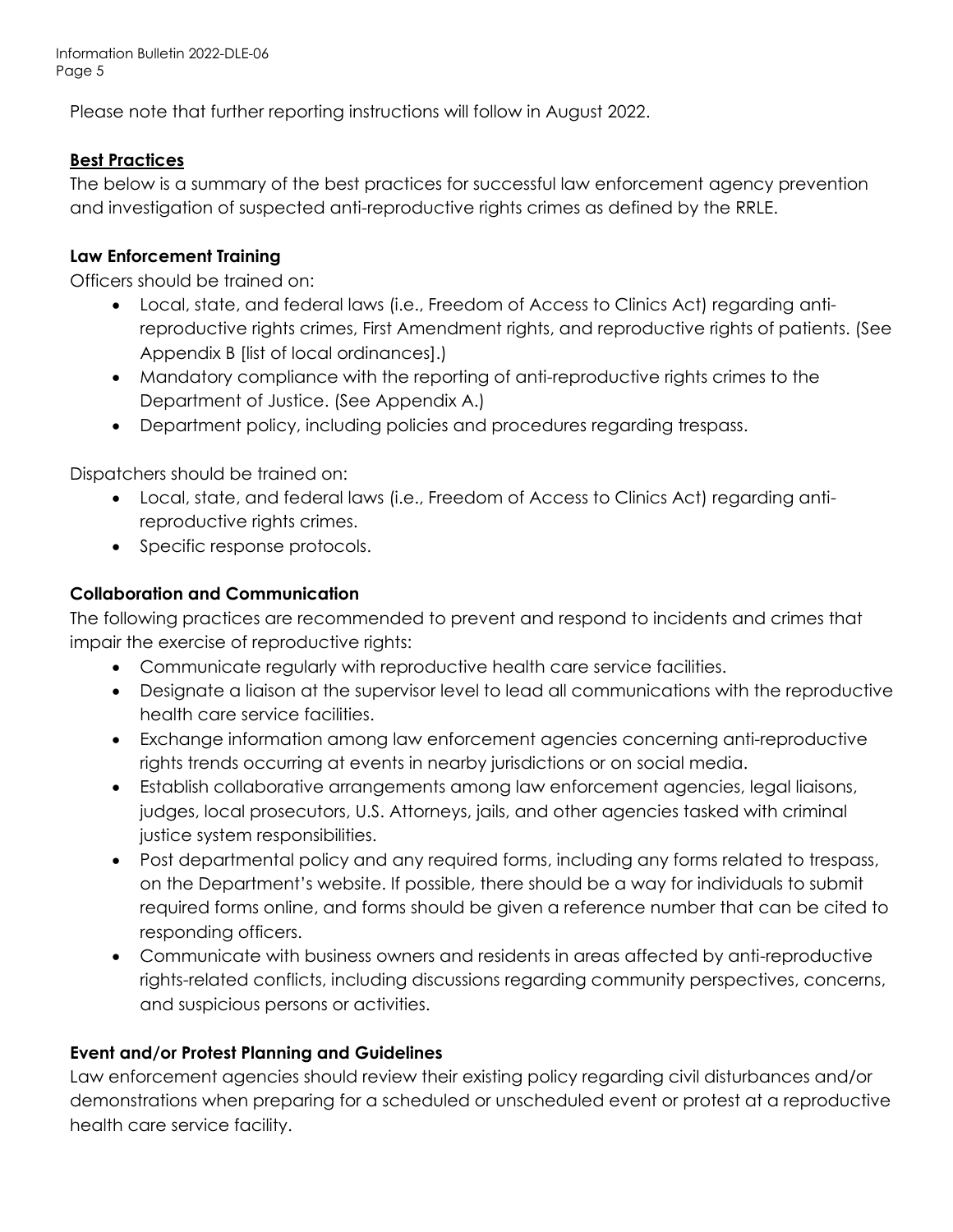Please note that further reporting instructions will follow in August 2022.

## Best Practices

The below is a summary of the best practices for successful law enforcement agency prevention and investigation of suspected anti-reproductive rights crimes as defined by the RRLE.

### Law Enforcement Training

Officers should be trained on:

- Local, state, and federal laws (i.e., Freedom of Access to Clinics Act) regarding anti-reproductive rights crimes, First Amendment rights, and reproductive rights of patients. (See Appendix B [list of local ordinances].)
- Mandatory compliance with the reporting of anti-reproductive rights crimes to the Department of Justice. (See Appendix A.)
- Department policy, including policies and procedures regarding trespass.

Dispatchers should be trained on:

- Local, state, and federal laws (i.e., Freedom of Access to Clinics Act) regarding anti-reproductive rights crimes.
- Specific response protocols.

### Collaboration and Communication

The following practices are recommended to prevent and respond to incidents and crimes that impair the exercise of reproductive rights:

- Communicate regularly with reproductive health care service facilities.
- Designate a liaison at the supervisor level to lead all communications with the reproductive health care service facilities.
- Exchange information among law enforcement agencies concerning anti-reproductive rights trends occurring at events in nearby jurisdictions or on social media.
- Establish collaborative arrangements among law enforcement agencies, legal liaisons, judges, local prosecutors, U.S. Attorneys, jails, and other agencies tasked with criminal justice system responsibilities.
- Post departmental policy and any required forms, including any forms related to trespass, on the Department's website. If possible, there should be a way for individuals to submit required forms online, and forms should be given a reference number that can be cited to responding officers.
- Communicate with business owners and residents in areas affected by anti-reproductive rights-related conflicts, including discussions regarding community perspectives, concerns, and suspicious persons or activities.

### Event and/or Protest Planning and Guidelines

Law enforcement agencies should review their existing policy regarding civil disturbances and/or demonstrations when preparing for a scheduled or unscheduled event or protest at a reproductive health care service facility.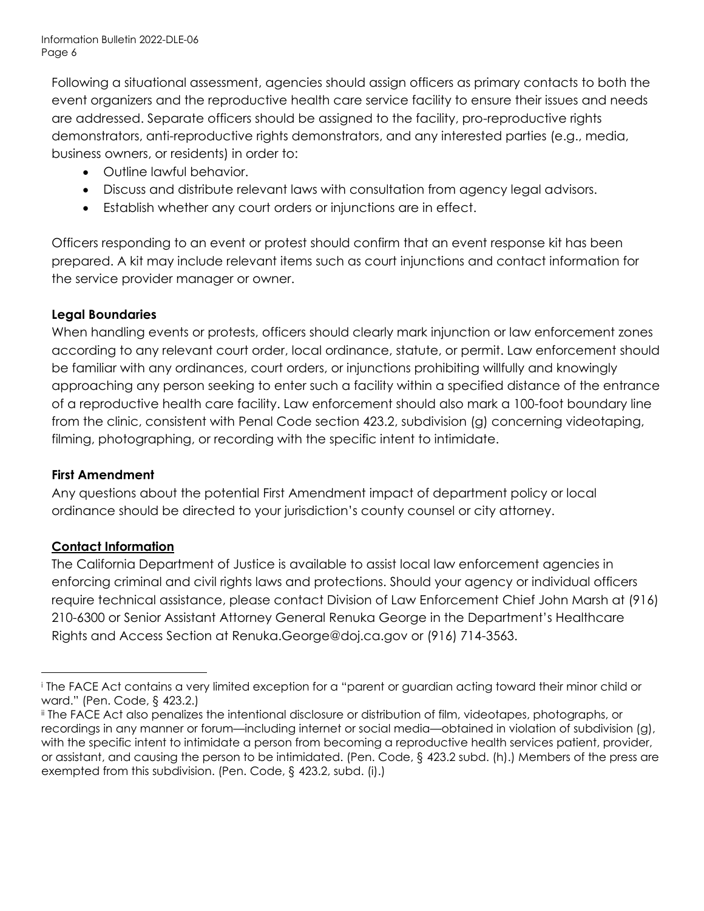Following a situational assessment, agencies should assign officers as primary contacts to both the event organizers and the reproductive health care service facility to ensure their issues and needs are addressed. Separate officers should be assigned to the facility, pro-reproductive rights demonstrators, anti-reproductive rights demonstrators, and any interested parties (e.g., media, business owners, or residents) in order to:

- Outline lawful behavior.
- Discuss and distribute relevant laws with consultation from agency legal advisors.
- Establish whether any court orders or injunctions are in effect.

Officers responding to an event or protest should confirm that an event response kit has been prepared. A kit may include relevant items such as court injunctions and contact information for the service provider manager or owner.

**Legal Boundaries**

When handling events or protests, officers should clearly mark injunction or law enforcement zones according to any relevant court order, local ordinance, statute, or permit. Law enforcement should be familiar with any ordinances, court orders, or injunctions prohibiting willfully and knowingly approaching any person seeking to enter such a facility within a specified distance of the entrance of a reproductive health care facility. Law enforcement should also mark a 100-foot boundary line from the clinic, consistent with Penal Code section 423.2, subdivision (g) concerning videotaping, filming, photographing, or recording with the specific intent to intimidate.

**First Amendment**

Any questions about the potential First Amendment impact of department policy or local ordinance should be directed to your jurisdiction's county counsel or city attorney.

**Contact Information**

The California Department of Justice is available to assist local law enforcement agencies in enforcing criminal and civil rights laws and protections. Should your agency or individual officers require technical assistance, please contact Division of Law Enforcement Chief John Marsh at (916) 210-6300 or Senior Assistant Attorney General Renuka George in the Department's Healthcare Rights and Access Section at Renuka.George@doj.ca.gov or (916) 714-3563.

---

[i] The FACE Act contains a very limited exception for a "parent or guardian acting toward their minor child or ward." (Pen. Code, § 423.2.)

[ii] The FACE Act also penalizes the intentional disclosure or distribution of film, videotapes, photographs, or recordings in any manner or forum—including internet or social media—obtained in violation of subdivision (g), with the specific intent to intimidate a person from becoming a reproductive health services patient, provider, or assistant, and causing the person to be intimidated. (Pen. Code, § 423.2 subd. (h).) Members of the press are exempted from this subdivision. (Pen. Code, § 423.2, subd. (i).)